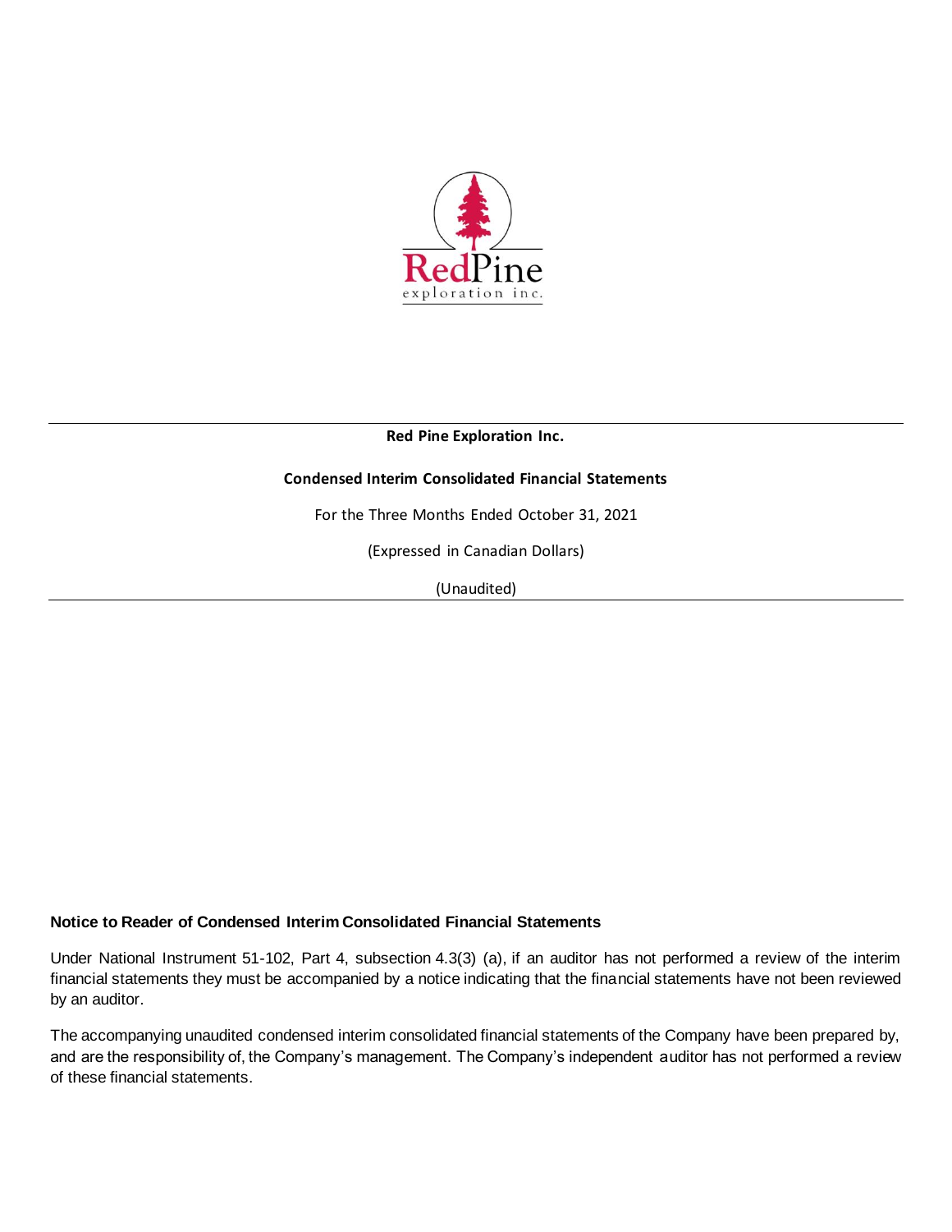**Red Pine Exploration Inc.**

**Condensed Interim Consolidated Financial Statements**

For the Three Months Ended October 31, 2021

(Expressed in Canadian Dollars)

(Unaudited)

**Notice to Reader of Condensed Interim Consolidated Financial Statements**

Under National Instrument 51-102, Part 4, subsection 4.3(3) (a), if an auditor has not performed a review of the interim financial statements they must be accompanied by a notice indicating that the financial statements have not been reviewed by an auditor.

The accompanying unaudited condensed interim consolidated financial statements of the Company have been prepared by, and are the responsibility of, the Company's management. The Company's independent auditor has not performed a review of these financial statements.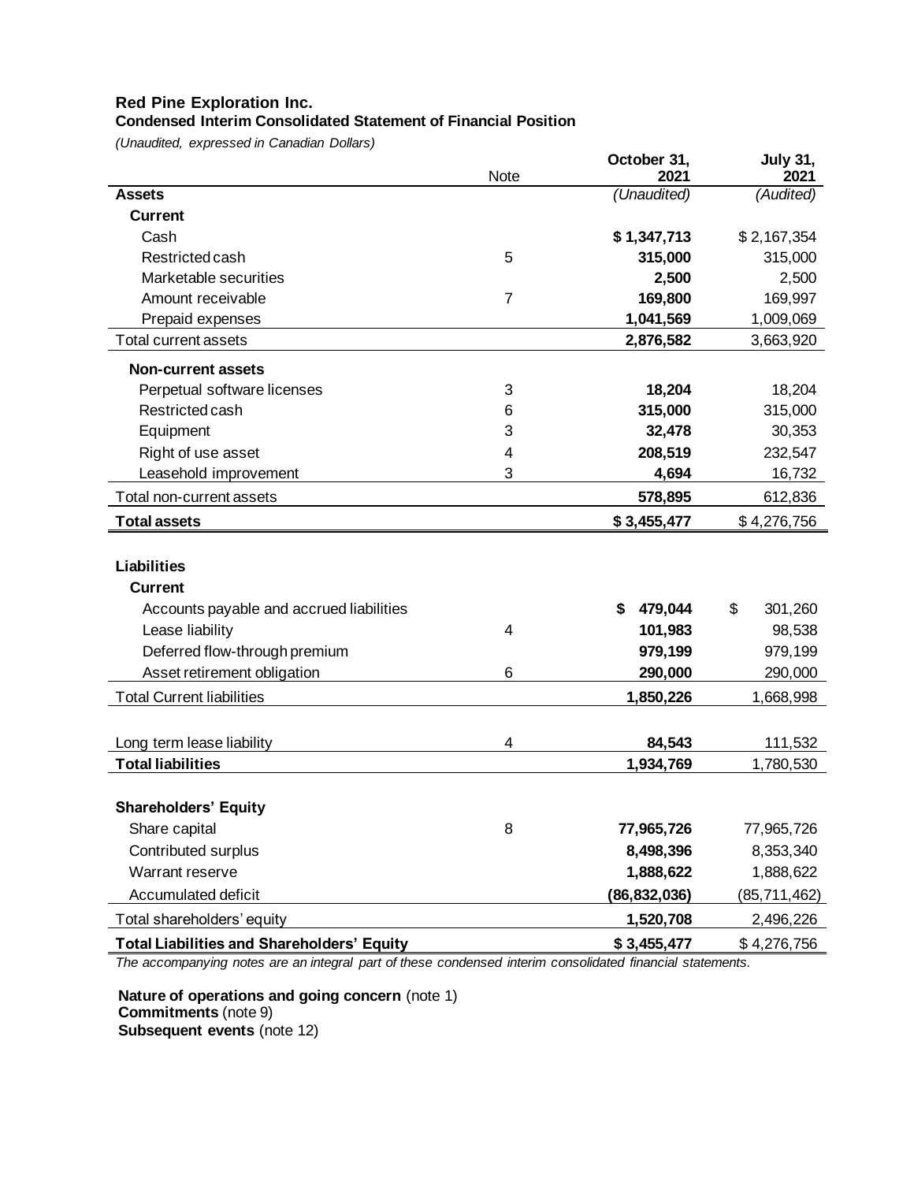**Red Pine Exploration Inc.**
**Condensed Interim Consolidated Statement of Financial Position**
*(Unaudited, expressed in Canadian Dollars)*

| | Note | October 31, 2021 | July 31, 2021 |
|---|---|---|---|
| **Assets** | | *(Unaudited)* | *(Audited)* |
| **Current** | | | |
| Cash | | **$ 1,347,713** | $ 2,167,354 |
| Restricted cash | 5 | **315,000** | 315,000 |
| Marketable securities | | **2,500** | 2,500 |
| Amount receivable | 7 | **169,800** | 169,997 |
| Prepaid expenses | | **1,041,569** | 1,009,069 |
| Total current assets | | **2,876,582** | 3,663,920 |
| **Non-current assets** | | | |
| Perpetual software licenses | 3 | **18,204** | 18,204 |
| Restricted cash | 6 | **315,000** | 315,000 |
| Equipment | 3 | **32,478** | 30,353 |
| Right of use asset | 4 | **208,519** | 232,547 |
| Leasehold improvement | 3 | **4,694** | 16,732 |
| Total non-current assets | | **578,895** | 612,836 |
| **Total assets** | | **$ 3,455,477** | $ 4,276,756 |
| | | | |
| **Liabilities** | | | |
| **Current** | | | |
| Accounts payable and accrued liabilities | | **$ 479,044** | $ 301,260 |
| Lease liability | 4 | **101,983** | 98,538 |
| Deferred flow-through premium | | **979,199** | 979,199 |
| Asset retirement obligation | 6 | **290,000** | 290,000 |
| Total Current liabilities | | **1,850,226** | 1,668,998 |
| | | | |
| Long term lease liability | 4 | **84,543** | 111,532 |
| **Total liabilities** | | **1,934,769** | 1,780,530 |
| | | | |
| **Shareholders' Equity** | | | |
| Share capital | 8 | **77,965,726** | 77,965,726 |
| Contributed surplus | | **8,498,396** | 8,353,340 |
| Warrant reserve | | **1,888,622** | 1,888,622 |
| Accumulated deficit | | **(86,832,036)** | (85,711,462) |
| Total shareholders' equity | | **1,520,708** | 2,496,226 |
| **Total Liabilities and Shareholders' Equity** | | **$ 3,455,477** | $ 4,276,756 |

*The accompanying notes are an integral part of these condensed interim consolidated financial statements.*

**Nature of operations and going concern** (note 1)
**Commitments** (note 9)
**Subsequent events** (note 12)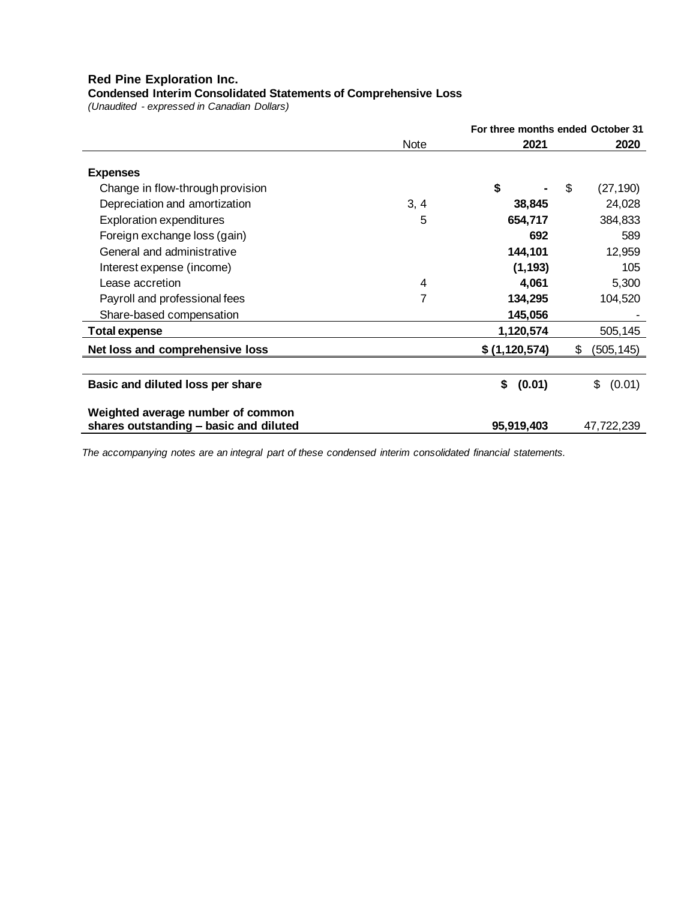**Red Pine Exploration Inc.**
**Condensed Interim Consolidated Statements of Comprehensive Loss**
*(Unaudited - expressed in Canadian Dollars)*

| | | For three months ended October 31 | |
|---|---|---|---|
| | Note | 2021 | 2020 |
| **Expenses** | | | |
| Change in flow-through provision | | **$ -** | $ (27,190) |
| Depreciation and amortization | 3, 4 | **38,845** | 24,028 |
| Exploration expenditures | 5 | **654,717** | 384,833 |
| Foreign exchange loss (gain) | | **692** | 589 |
| General and administrative | | **144,101** | 12,959 |
| Interest expense (income) | | **(1,193)** | 105 |
| Lease accretion | 4 | **4,061** | 5,300 |
| Payroll and professional fees | 7 | **134,295** | 104,520 |
| Share-based compensation | | **145,056** | - |
| **Total expense** | | **1,120,574** | 505,145 |
| **Net loss and comprehensive loss** | | **$ (1,120,574)** | $ (505,145) |
| **Basic and diluted loss per share** | | **$ (0.01)** | $ (0.01) |
| **Weighted average number of common shares outstanding – basic and diluted** | | **95,919,403** | 47,722,239 |

*The accompanying notes are an integral part of these condensed interim consolidated financial statements.*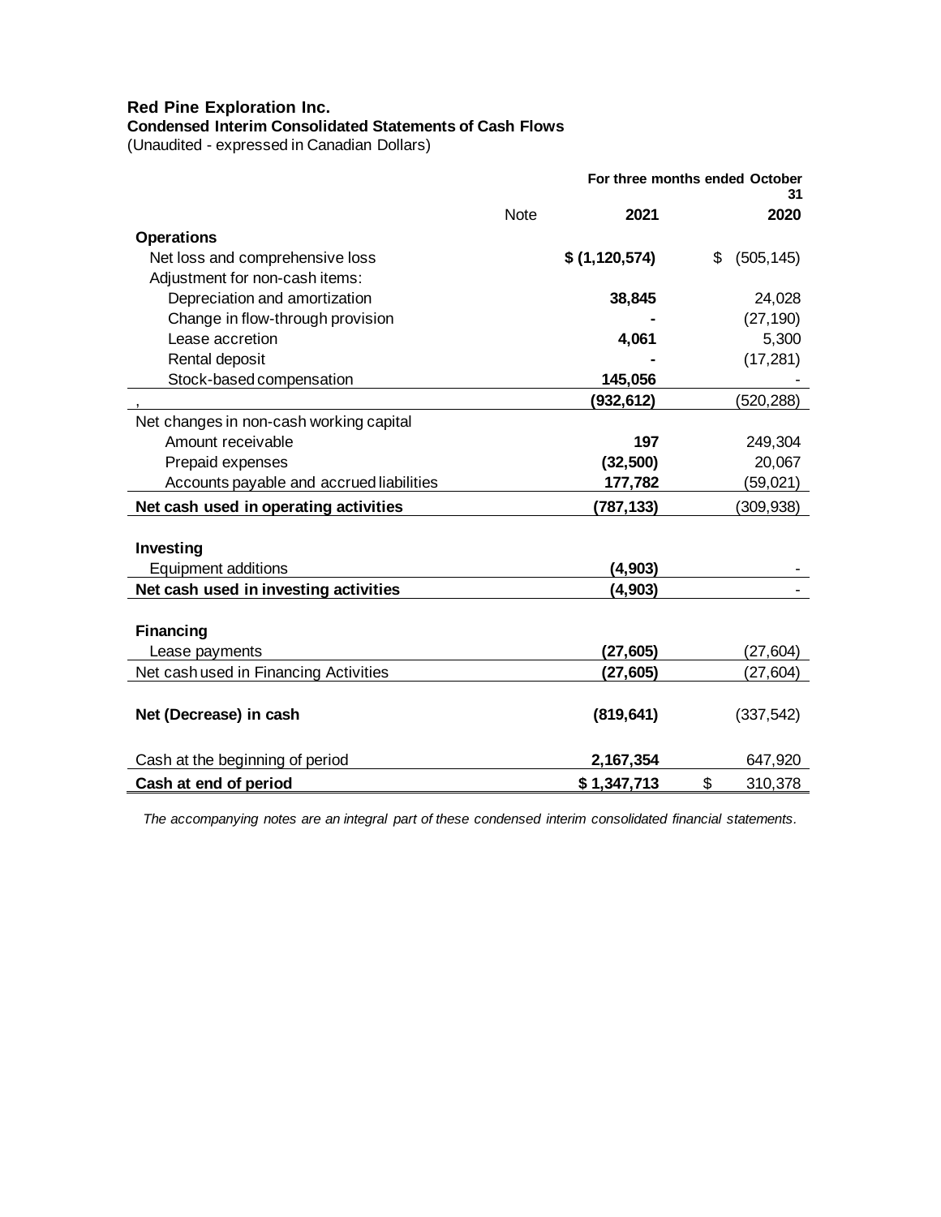**Red Pine Exploration Inc.**
**Condensed Interim Consolidated Statements of Cash Flows**
(Unaudited - expressed in Canadian Dollars)

| | Note | For three months ended October 31 2021 | 2020 |
|---|---|---|---|
| **Operations** | | | |
| Net loss and comprehensive loss | | **$ (1,120,574)** | $ (505,145) |
| Adjustment for non-cash items: | | | |
| Depreciation and amortization | | **38,845** | 24,028 |
| Change in flow-through provision | | **-** | (27,190) |
| Lease accretion | | **4,061** | 5,300 |
| Rental deposit | | **-** | (17,281) |
| Stock-based compensation | | **145,056** | - |
| , | | **(932,612)** | (520,288) |
| Net changes in non-cash working capital | | | |
| Amount receivable | | **197** | 249,304 |
| Prepaid expenses | | **(32,500)** | 20,067 |
| Accounts payable and accrued liabilities | | **177,782** | (59,021) |
| **Net cash used in operating activities** | | **(787,133)** | (309,938) |
| | | | |
| **Investing** | | | |
| Equipment additions | | **(4,903)** | - |
| **Net cash used in investing activities** | | **(4,903)** | - |
| | | | |
| **Financing** | | | |
| Lease payments | | **(27,605)** | (27,604) |
| Net cash used in Financing Activities | | **(27,605)** | (27,604) |
| | | | |
| **Net (Decrease) in cash** | | **(819,641)** | (337,542) |
| | | | |
| Cash at the beginning of period | | **2,167,354** | 647,920 |
| **Cash at end of period** | | **$ 1,347,713** | $ 310,378 |

*The accompanying notes are an integral part of these condensed interim consolidated financial statements.*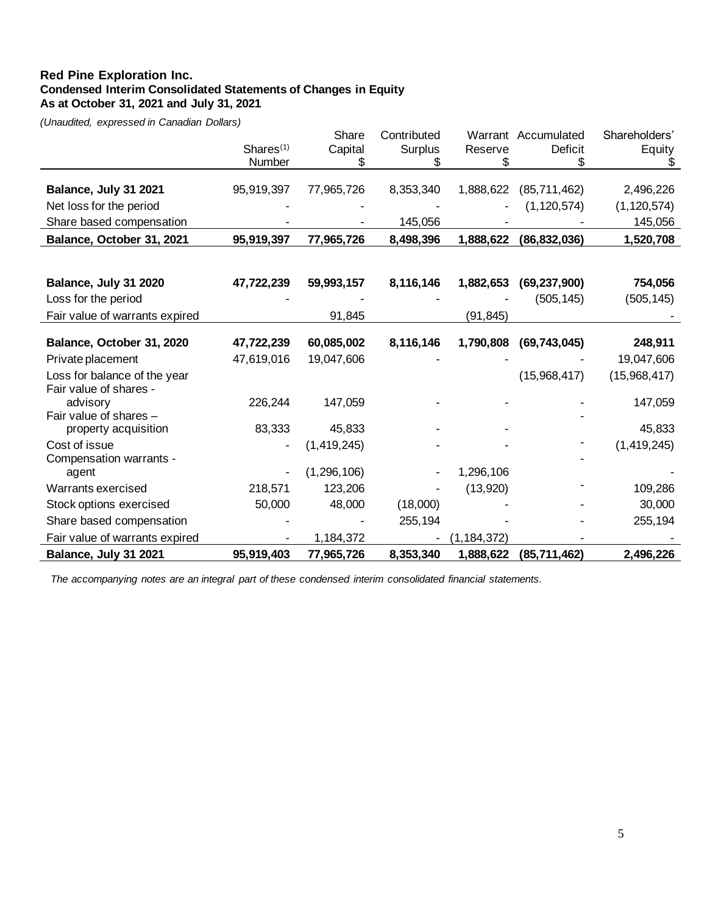**Red Pine Exploration Inc.**
**Condensed Interim Consolidated Statements of Changes in Equity**
**As at October 31, 2021 and July 31, 2021**

*(Unaudited, expressed in Canadian Dollars)*

| | Shares[(1)] Number | Share Capital $ | Contributed Surplus $ | Warrant Reserve $ | Accumulated Deficit $ | Shareholders' Equity $ |
|---|---|---|---|---|---|---|
| **Balance, July 31 2021** | 95,919,397 | 77,965,726 | 8,353,340 | 1,888,622 | (85,711,462) | 2,496,226 |
| Net loss for the period | - | - | - | - | (1,120,574) | (1,120,574) |
| Share based compensation | - | - | 145,056 | - | - | 145,056 |
| **Balance, October 31, 2021** | **95,919,397** | **77,965,726** | **8,498,396** | **1,888,622** | **(86,832,036)** | **1,520,708** |
| | | | | | | |
| **Balance, July 31 2020** | **47,722,239** | **59,993,157** | **8,116,146** | **1,882,653** | **(69,237,900)** | **754,056** |
| Loss for the period | - | - | - | - | (505,145) | (505,145) |
| Fair value of warrants expired | | 91,845 | | (91,845) | | - |
| **Balance, October 31, 2020** | **47,722,239** | **60,085,002** | **8,116,146** | **1,790,808** | **(69,743,045)** | **248,911** |
| Private placement | 47,619,016 | 19,047,606 | - | - | - | 19,047,606 |
| Loss for balance of the year | | | | | (15,968,417) | (15,968,417) |
| Fair value of shares - advisory | 226,244 | 147,059 | - | - | - | 147,059 |
| Fair value of shares – property acquisition | 83,333 | 45,833 | - | - | - | 45,833 |
| Cost of issue | - | (1,419,245) | - | - | - | (1,419,245) |
| Compensation warrants - agent | - | (1,296,106) | - | 1,296,106 | - | - |
| Warrants exercised | 218,571 | 123,206 | - | (13,920) | - | 109,286 |
| Stock options exercised | 50,000 | 48,000 | (18,000) | - | - | 30,000 |
| Share based compensation | - | - | 255,194 | - | - | 255,194 |
| Fair value of warrants expired | - | 1,184,372 | - | (1,184,372) | - | - |
| **Balance, July 31 2021** | **95,919,403** | **77,965,726** | **8,353,340** | **1,888,622** | **(85,711,462)** | **2,496,226** |

*The accompanying notes are an integral part of these condensed interim consolidated financial statements.*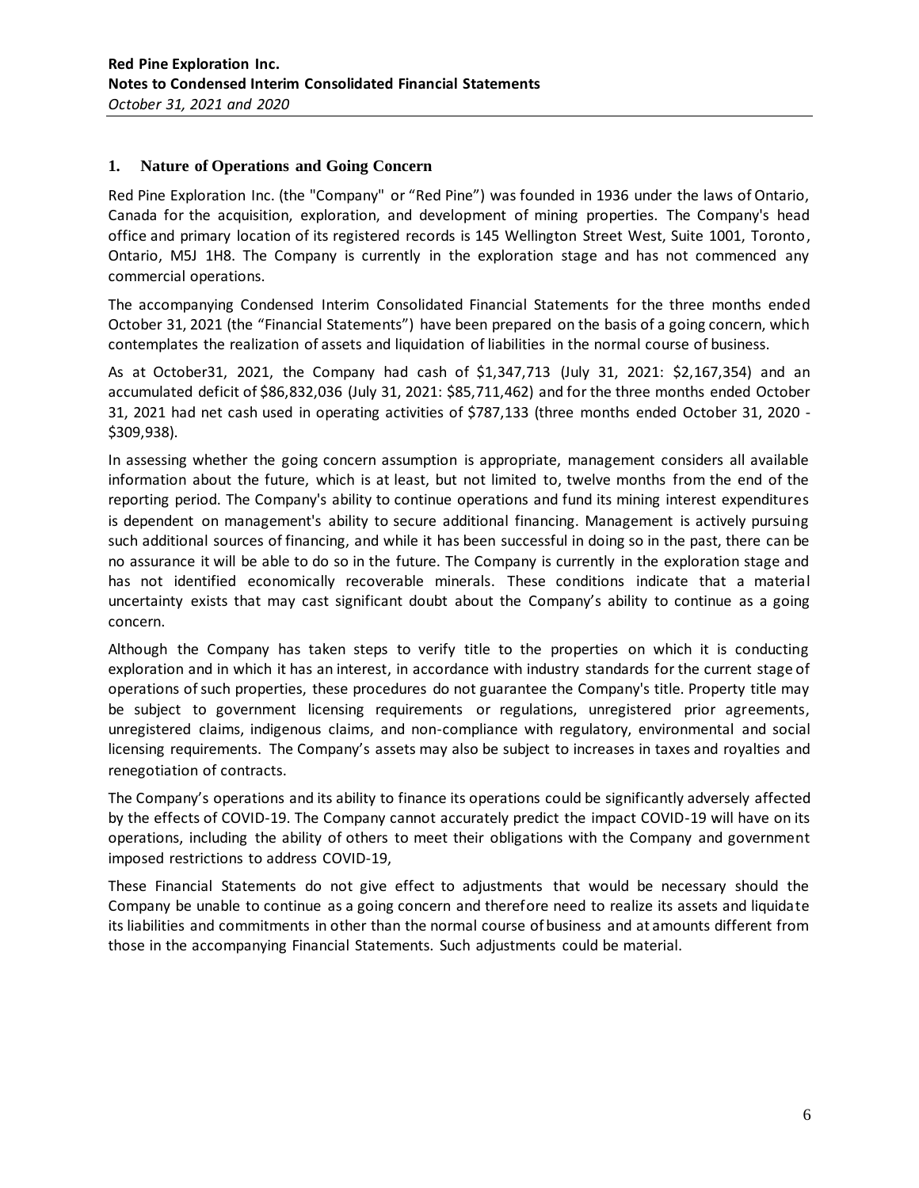## 1. Nature of Operations and Going Concern

Red Pine Exploration Inc. (the "Company" or "Red Pine") was founded in 1936 under the laws of Ontario, Canada for the acquisition, exploration, and development of mining properties. The Company's head office and primary location of its registered records is 145 Wellington Street West, Suite 1001, Toronto, Ontario, M5J 1H8. The Company is currently in the exploration stage and has not commenced any commercial operations.

The accompanying Condensed Interim Consolidated Financial Statements for the three months ended October 31, 2021 (the "Financial Statements") have been prepared on the basis of a going concern, which contemplates the realization of assets and liquidation of liabilities in the normal course of business.

As at October31, 2021, the Company had cash of $1,347,713 (July 31, 2021: $2,167,354) and an accumulated deficit of $86,832,036 (July 31, 2021: $85,711,462) and for the three months ended October 31, 2021 had net cash used in operating activities of $787,133 (three months ended October 31, 2020 - $309,938).

In assessing whether the going concern assumption is appropriate, management considers all available information about the future, which is at least, but not limited to, twelve months from the end of the reporting period. The Company's ability to continue operations and fund its mining interest expenditures is dependent on management's ability to secure additional financing. Management is actively pursuing such additional sources of financing, and while it has been successful in doing so in the past, there can be no assurance it will be able to do so in the future. The Company is currently in the exploration stage and has not identified economically recoverable minerals. These conditions indicate that a material uncertainty exists that may cast significant doubt about the Company's ability to continue as a going concern.

Although the Company has taken steps to verify title to the properties on which it is conducting exploration and in which it has an interest, in accordance with industry standards for the current stage of operations of such properties, these procedures do not guarantee the Company's title. Property title may be subject to government licensing requirements or regulations, unregistered prior agreements, unregistered claims, indigenous claims, and non-compliance with regulatory, environmental and social licensing requirements. The Company's assets may also be subject to increases in taxes and royalties and renegotiation of contracts.

The Company's operations and its ability to finance its operations could be significantly adversely affected by the effects of COVID-19. The Company cannot accurately predict the impact COVID-19 will have on its operations, including the ability of others to meet their obligations with the Company and government imposed restrictions to address COVID-19,

These Financial Statements do not give effect to adjustments that would be necessary should the Company be unable to continue as a going concern and therefore need to realize its assets and liquidate its liabilities and commitments in other than the normal course of business and at amounts different from those in the accompanying Financial Statements. Such adjustments could be material.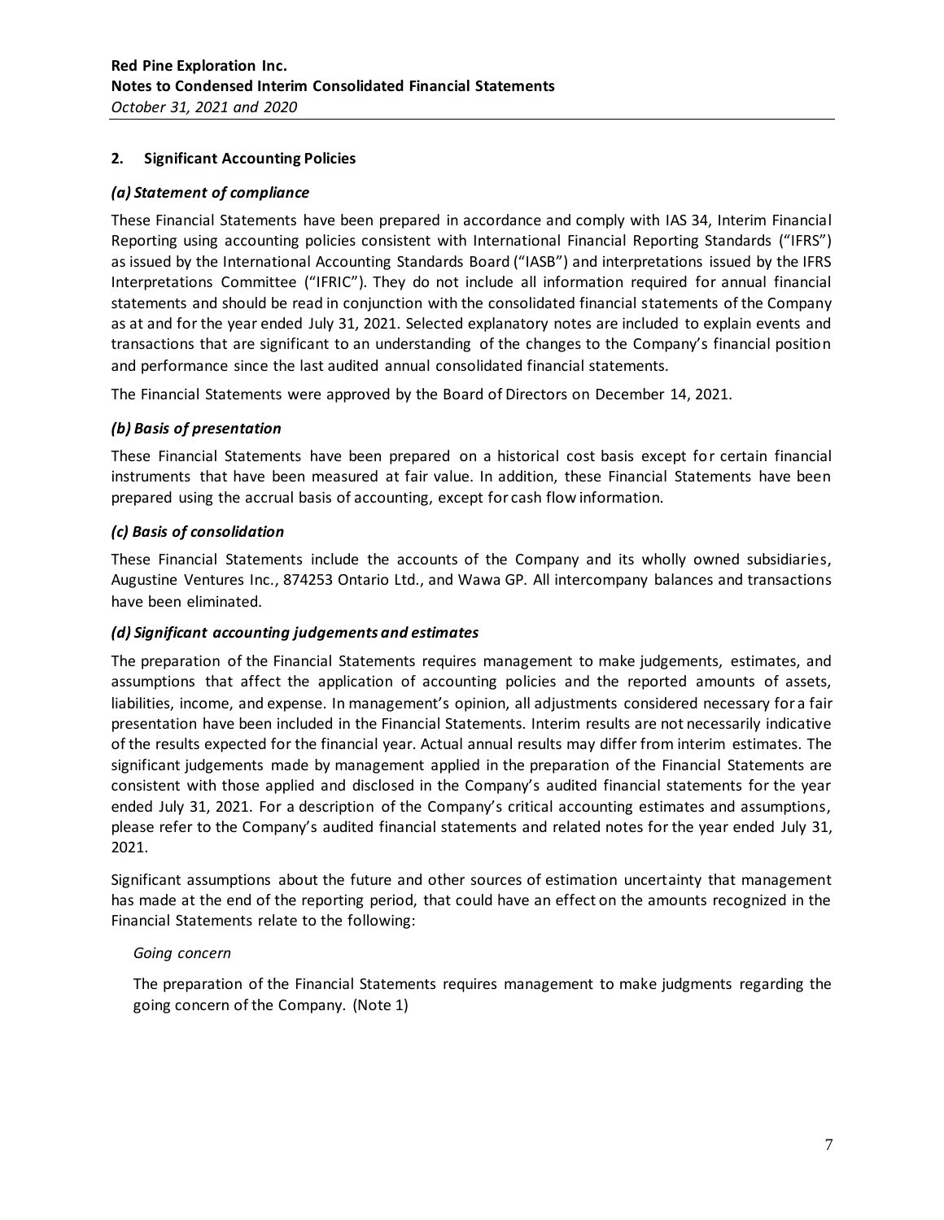## 2. Significant Accounting Policies

### *(a) Statement of compliance*

These Financial Statements have been prepared in accordance and comply with IAS 34, Interim Financial Reporting using accounting policies consistent with International Financial Reporting Standards ("IFRS") as issued by the International Accounting Standards Board ("IASB") and interpretations issued by the IFRS Interpretations Committee ("IFRIC"). They do not include all information required for annual financial statements and should be read in conjunction with the consolidated financial statements of the Company as at and for the year ended July 31, 2021. Selected explanatory notes are included to explain events and transactions that are significant to an understanding of the changes to the Company's financial position and performance since the last audited annual consolidated financial statements.

The Financial Statements were approved by the Board of Directors on December 14, 2021.

### *(b) Basis of presentation*

These Financial Statements have been prepared on a historical cost basis except for certain financial instruments that have been measured at fair value. In addition, these Financial Statements have been prepared using the accrual basis of accounting, except for cash flow information.

### *(c) Basis of consolidation*

These Financial Statements include the accounts of the Company and its wholly owned subsidiaries, Augustine Ventures Inc., 874253 Ontario Ltd., and Wawa GP. All intercompany balances and transactions have been eliminated.

### *(d) Significant accounting judgements and estimates*

The preparation of the Financial Statements requires management to make judgements, estimates, and assumptions that affect the application of accounting policies and the reported amounts of assets, liabilities, income, and expense. In management's opinion, all adjustments considered necessary for a fair presentation have been included in the Financial Statements. Interim results are not necessarily indicative of the results expected for the financial year. Actual annual results may differ from interim estimates. The significant judgements made by management applied in the preparation of the Financial Statements are consistent with those applied and disclosed in the Company's audited financial statements for the year ended July 31, 2021. For a description of the Company's critical accounting estimates and assumptions, please refer to the Company's audited financial statements and related notes for the year ended July 31, 2021.

Significant assumptions about the future and other sources of estimation uncertainty that management has made at the end of the reporting period, that could have an effect on the amounts recognized in the Financial Statements relate to the following:

*Going concern*

The preparation of the Financial Statements requires management to make judgments regarding the going concern of the Company. (Note 1)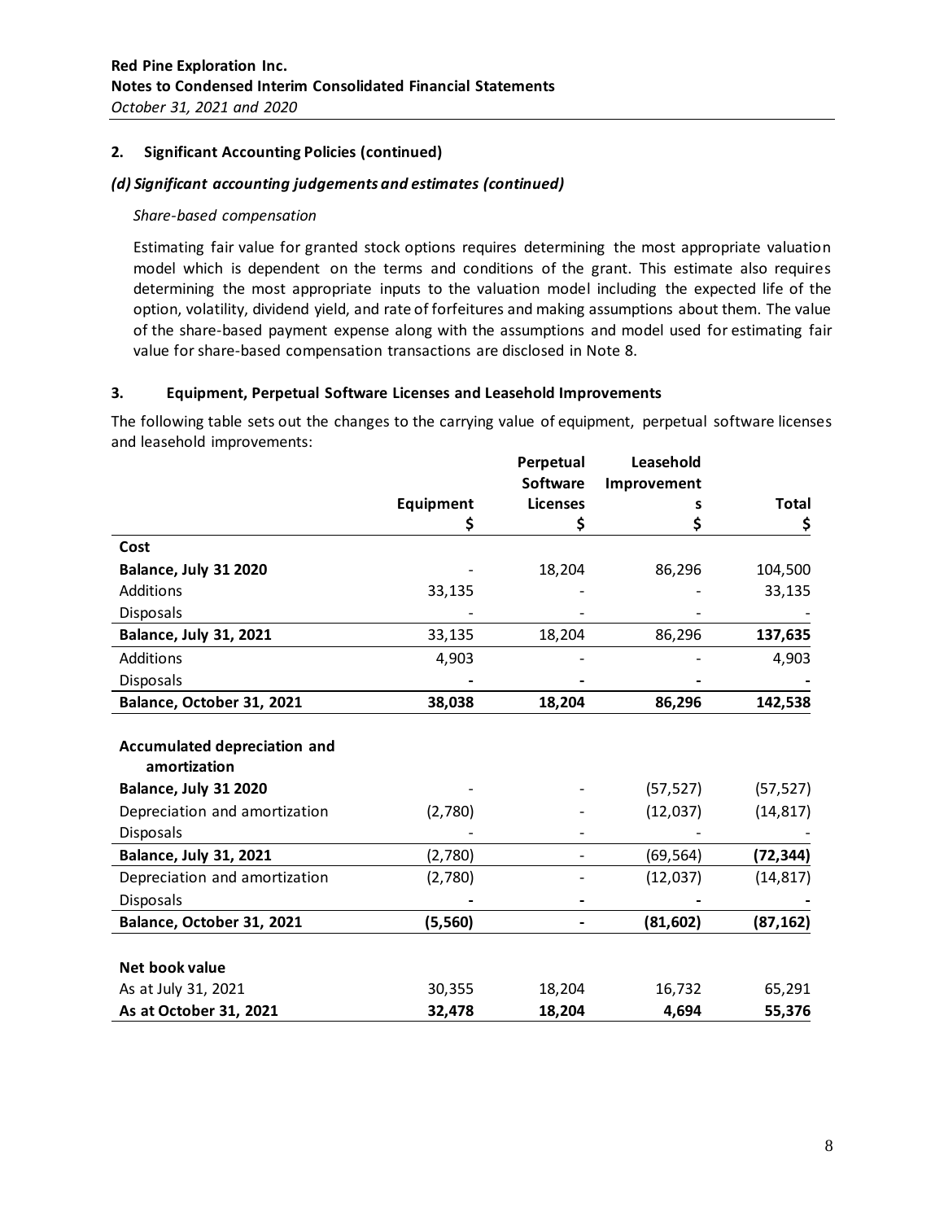## 2. Significant Accounting Policies (continued)

### *(d) Significant accounting judgements and estimates (continued)*

*Share-based compensation*

Estimating fair value for granted stock options requires determining the most appropriate valuation model which is dependent on the terms and conditions of the grant. This estimate also requires determining the most appropriate inputs to the valuation model including the expected life of the option, volatility, dividend yield, and rate of forfeitures and making assumptions about them. The value of the share-based payment expense along with the assumptions and model used for estimating fair value for share-based compensation transactions are disclosed in Note 8.

## 3. Equipment, Perpetual Software Licenses and Leasehold Improvements

The following table sets out the changes to the carrying value of equipment, perpetual software licenses and leasehold improvements:

| | Equipment<br>$ | Perpetual Software Licenses<br>$ | Leasehold Improvements<br>$ | Total<br>$ |
|---|---|---|---|---|
| **Cost** | | | | |
| **Balance, July 31 2020** | - | 18,204 | 86,296 | 104,500 |
| Additions | 33,135 | - | - | 33,135 |
| Disposals | - | - | - | - |
| **Balance, July 31, 2021** | 33,135 | 18,204 | 86,296 | **137,635** |
| Additions | 4,903 | - | - | 4,903 |
| Disposals | **-** | **-** | **-** | **-** |
| **Balance, October 31, 2021** | **38,038** | **18,204** | **86,296** | **142,538** |
| | | | | |
| **Accumulated depreciation and amortization** | | | | |
| **Balance, July 31 2020** | - | - | (57,527) | (57,527) |
| Depreciation and amortization | (2,780) | - | (12,037) | (14,817) |
| Disposals | - | - | - | - |
| **Balance, July 31, 2021** | (2,780) | - | (69,564) | **(72,344)** |
| Depreciation and amortization | (2,780) | - | (12,037) | (14,817) |
| Disposals | **-** | **-** | **-** | **-** |
| **Balance, October 31, 2021** | **(5,560)** | **-** | **(81,602)** | **(87,162)** |
| | | | | |
| **Net book value** | | | | |
| As at July 31, 2021 | 30,355 | 18,204 | 16,732 | 65,291 |
| **As at October 31, 2021** | **32,478** | **18,204** | **4,694** | **55,376** |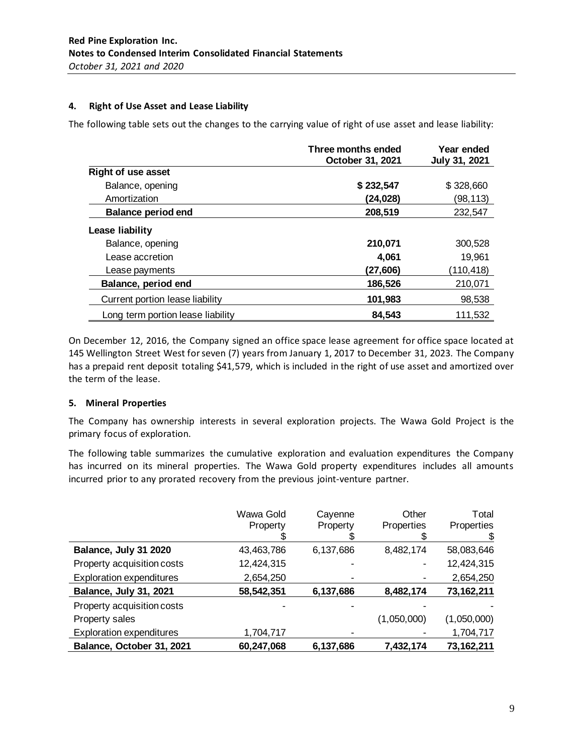## 4. Right of Use Asset and Lease Liability

The following table sets out the changes to the carrying value of right of use asset and lease liability:

| | Three months ended October 31, 2021 | Year ended July 31, 2021 |
|---|---|---|
| **Right of use asset** | | |
| Balance, opening | **$ 232,547** | $ 328,660 |
| Amortization | **(24,028)** | (98,113) |
| **Balance period end** | **208,519** | 232,547 |
| **Lease liability** | | |
| Balance, opening | **210,071** | 300,528 |
| Lease accretion | **4,061** | 19,961 |
| Lease payments | **(27,606)** | (110,418) |
| **Balance, period end** | **186,526** | 210,071 |
| Current portion lease liability | **101,983** | 98,538 |
| Long term portion lease liability | **84,543** | 111,532 |

On December 12, 2016, the Company signed an office space lease agreement for office space located at 145 Wellington Street West for seven (7) years from January 1, 2017 to December 31, 2023. The Company has a prepaid rent deposit totaling $41,579, which is included in the right of use asset and amortized over the term of the lease.

## 5. Mineral Properties

The Company has ownership interests in several exploration projects. The Wawa Gold Project is the primary focus of exploration.

The following table summarizes the cumulative exploration and evaluation expenditures the Company has incurred on its mineral properties. The Wawa Gold property expenditures includes all amounts incurred prior to any prorated recovery from the previous joint-venture partner.

| | Wawa Gold Property $ | Cayenne Property $ | Other Properties $ | Total Properties $ |
|---|---|---|---|---|
| **Balance, July 31 2020** | 43,463,786 | 6,137,686 | 8,482,174 | 58,083,646 |
| Property acquisition costs | 12,424,315 | - | - | 12,424,315 |
| Exploration expenditures | 2,654,250 | - | - | 2,654,250 |
| **Balance, July 31, 2021** | **58,542,351** | **6,137,686** | **8,482,174** | **73,162,211** |
| Property acquisition costs | - | - | - | - |
| Property sales | | | (1,050,000) | (1,050,000) |
| Exploration expenditures | 1,704,717 | - | - | 1,704,717 |
| **Balance, October 31, 2021** | **60,247,068** | **6,137,686** | **7,432,174** | **73,162,211** |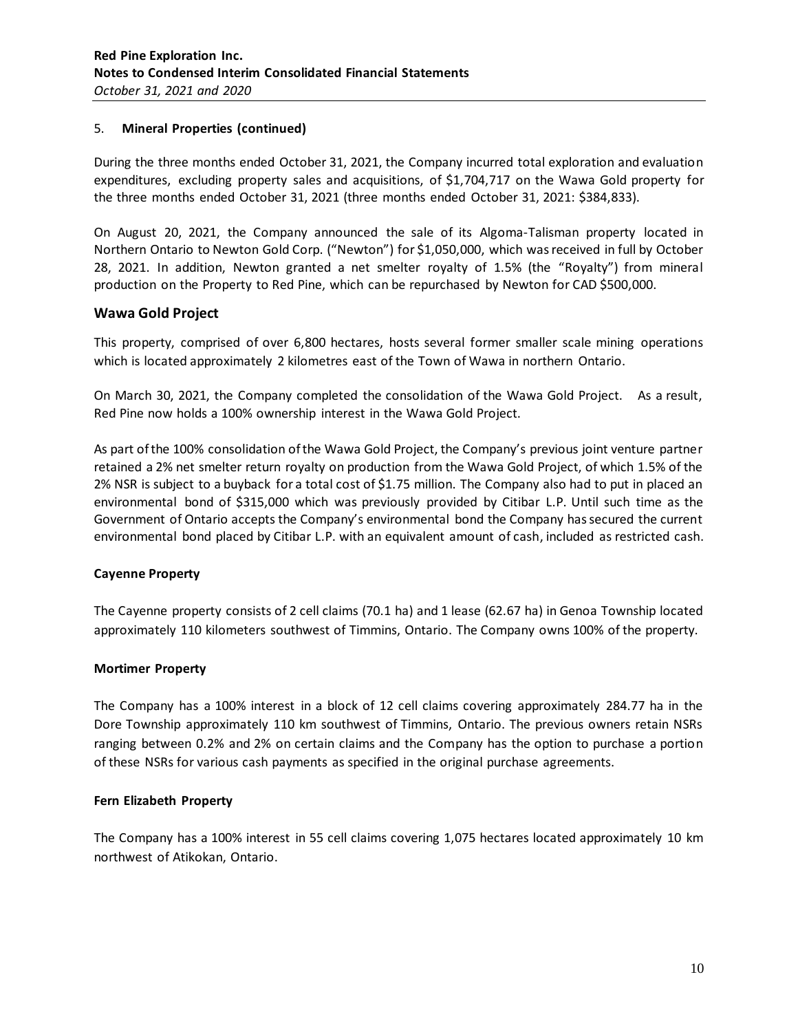5. **Mineral Properties (continued)**

During the three months ended October 31, 2021, the Company incurred total exploration and evaluation expenditures, excluding property sales and acquisitions, of $1,704,717 on the Wawa Gold property for the three months ended October 31, 2021 (three months ended October 31, 2021: $384,833).

On August 20, 2021, the Company announced the sale of its Algoma-Talisman property located in Northern Ontario to Newton Gold Corp. ("Newton") for $1,050,000, which was received in full by October 28, 2021. In addition, Newton granted a net smelter royalty of 1.5% (the "Royalty") from mineral production on the Property to Red Pine, which can be repurchased by Newton for CAD $500,000.

## Wawa Gold Project

This property, comprised of over 6,800 hectares, hosts several former smaller scale mining operations which is located approximately 2 kilometres east of the Town of Wawa in northern Ontario.

On March 30, 2021, the Company completed the consolidation of the Wawa Gold Project. As a result, Red Pine now holds a 100% ownership interest in the Wawa Gold Project.

As part of the 100% consolidation of the Wawa Gold Project, the Company's previous joint venture partner retained a 2% net smelter return royalty on production from the Wawa Gold Project, of which 1.5% of the 2% NSR is subject to a buyback for a total cost of $1.75 million. The Company also had to put in placed an environmental bond of $315,000 which was previously provided by Citibar L.P. Until such time as the Government of Ontario accepts the Company's environmental bond the Company has secured the current environmental bond placed by Citibar L.P. with an equivalent amount of cash, included as restricted cash.

### Cayenne Property

The Cayenne property consists of 2 cell claims (70.1 ha) and 1 lease (62.67 ha) in Genoa Township located approximately 110 kilometers southwest of Timmins, Ontario. The Company owns 100% of the property.

### Mortimer Property

The Company has a 100% interest in a block of 12 cell claims covering approximately 284.77 ha in the Dore Township approximately 110 km southwest of Timmins, Ontario. The previous owners retain NSRs ranging between 0.2% and 2% on certain claims and the Company has the option to purchase a portion of these NSRs for various cash payments as specified in the original purchase agreements.

### Fern Elizabeth Property

The Company has a 100% interest in 55 cell claims covering 1,075 hectares located approximately 10 km northwest of Atikokan, Ontario.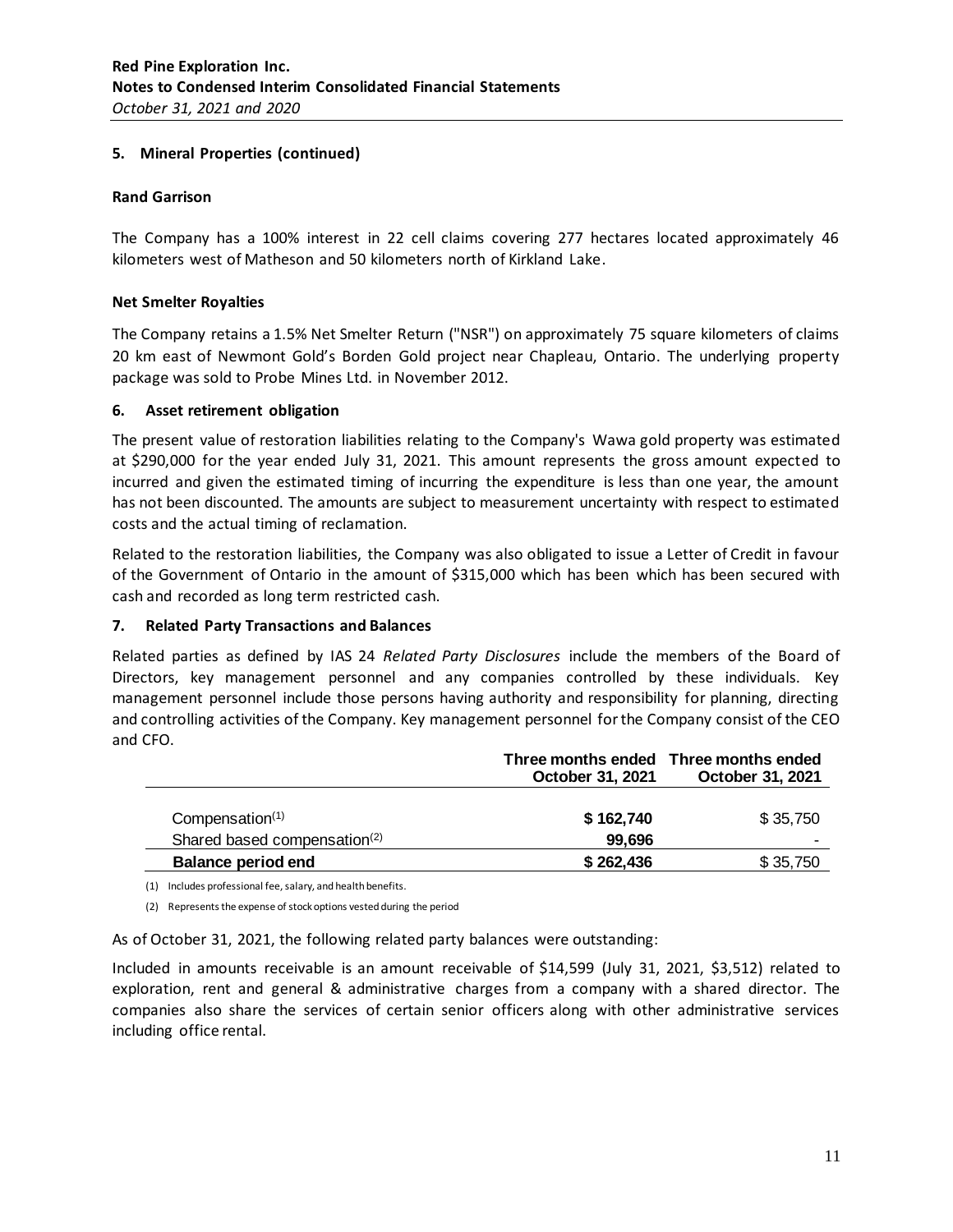## 5. Mineral Properties (continued)

### Rand Garrison

The Company has a 100% interest in 22 cell claims covering 277 hectares located approximately 46 kilometers west of Matheson and 50 kilometers north of Kirkland Lake.

### Net Smelter Royalties

The Company retains a 1.5% Net Smelter Return ("NSR") on approximately 75 square kilometers of claims 20 km east of Newmont Gold's Borden Gold project near Chapleau, Ontario. The underlying property package was sold to Probe Mines Ltd. in November 2012.

## 6. Asset retirement obligation

The present value of restoration liabilities relating to the Company's Wawa gold property was estimated at $290,000 for the year ended July 31, 2021. This amount represents the gross amount expected to incurred and given the estimated timing of incurring the expenditure is less than one year, the amount has not been discounted. The amounts are subject to measurement uncertainty with respect to estimated costs and the actual timing of reclamation.

Related to the restoration liabilities, the Company was also obligated to issue a Letter of Credit in favour of the Government of Ontario in the amount of $315,000 which has been which has been secured with cash and recorded as long term restricted cash.

## 7. Related Party Transactions and Balances

Related parties as defined by IAS 24 *Related Party Disclosures* include the members of the Board of Directors, key management personnel and any companies controlled by these individuals. Key management personnel include those persons having authority and responsibility for planning, directing and controlling activities of the Company. Key management personnel for the Company consist of the CEO and CFO.

| | Three months ended October 31, 2021 | Three months ended October 31, 2021 |
|---|---|---|
| Compensation(1) | **$ 162,740** | $ 35,750 |
| Shared based compensation(2) | **99,696** | - |
| **Balance period end** | **$ 262,436** | $ 35,750 |

(1) Includes professional fee, salary, and health benefits.

(2) Represents the expense of stock options vested during the period

As of October 31, 2021, the following related party balances were outstanding:

Included in amounts receivable is an amount receivable of $14,599 (July 31, 2021, $3,512) related to exploration, rent and general & administrative charges from a company with a shared director. The companies also share the services of certain senior officers along with other administrative services including office rental.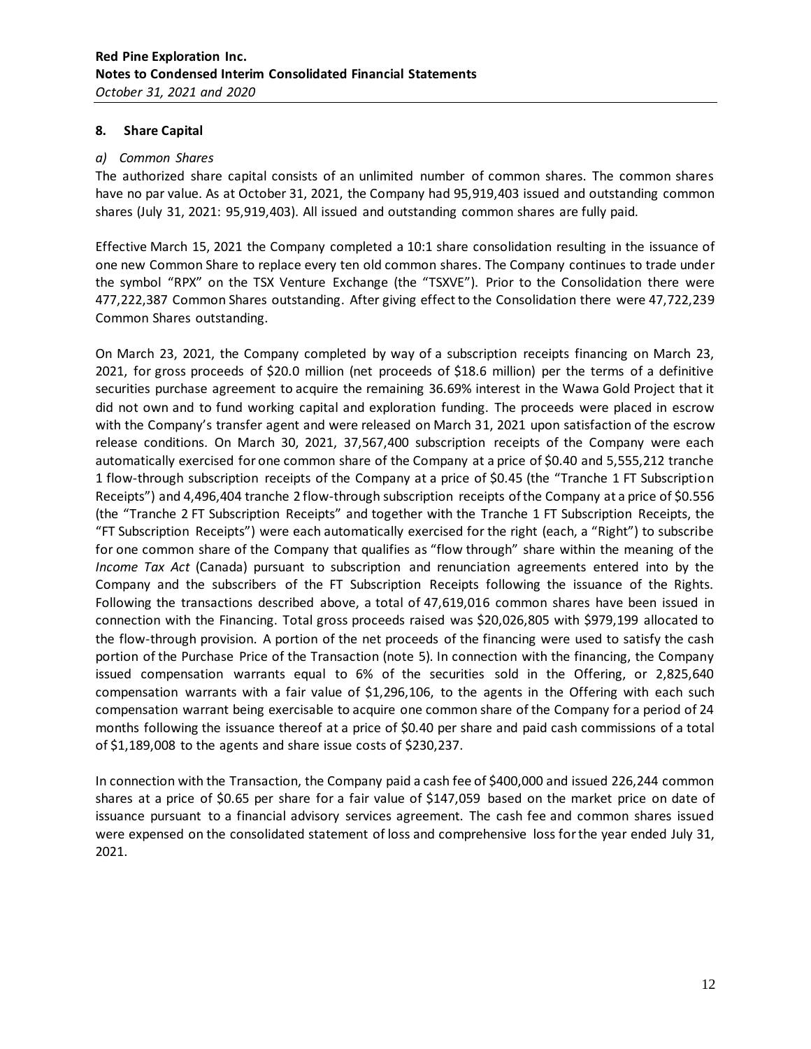## 8. Share Capital

*a) Common Shares*

The authorized share capital consists of an unlimited number of common shares. The common shares have no par value. As at October 31, 2021, the Company had 95,919,403 issued and outstanding common shares (July 31, 2021: 95,919,403). All issued and outstanding common shares are fully paid.

Effective March 15, 2021 the Company completed a 10:1 share consolidation resulting in the issuance of one new Common Share to replace every ten old common shares. The Company continues to trade under the symbol "RPX" on the TSX Venture Exchange (the "TSXVE"). Prior to the Consolidation there were 477,222,387 Common Shares outstanding. After giving effect to the Consolidation there were 47,722,239 Common Shares outstanding.

On March 23, 2021, the Company completed by way of a subscription receipts financing on March 23, 2021, for gross proceeds of $20.0 million (net proceeds of $18.6 million) per the terms of a definitive securities purchase agreement to acquire the remaining 36.69% interest in the Wawa Gold Project that it did not own and to fund working capital and exploration funding. The proceeds were placed in escrow with the Company's transfer agent and were released on March 31, 2021 upon satisfaction of the escrow release conditions. On March 30, 2021, 37,567,400 subscription receipts of the Company were each automatically exercised for one common share of the Company at a price of $0.40 and 5,555,212 tranche 1 flow-through subscription receipts of the Company at a price of $0.45 (the "Tranche 1 FT Subscription Receipts") and 4,496,404 tranche 2 flow-through subscription receipts of the Company at a price of $0.556 (the "Tranche 2 FT Subscription Receipts" and together with the Tranche 1 FT Subscription Receipts, the "FT Subscription Receipts") were each automatically exercised for the right (each, a "Right") to subscribe for one common share of the Company that qualifies as "flow through" share within the meaning of the *Income Tax Act* (Canada) pursuant to subscription and renunciation agreements entered into by the Company and the subscribers of the FT Subscription Receipts following the issuance of the Rights. Following the transactions described above, a total of 47,619,016 common shares have been issued in connection with the Financing. Total gross proceeds raised was $20,026,805 with $979,199 allocated to the flow-through provision. A portion of the net proceeds of the financing were used to satisfy the cash portion of the Purchase Price of the Transaction (note 5). In connection with the financing, the Company issued compensation warrants equal to 6% of the securities sold in the Offering, or 2,825,640 compensation warrants with a fair value of $1,296,106, to the agents in the Offering with each such compensation warrant being exercisable to acquire one common share of the Company for a period of 24 months following the issuance thereof at a price of $0.40 per share and paid cash commissions of a total of $1,189,008 to the agents and share issue costs of $230,237.

In connection with the Transaction, the Company paid a cash fee of $400,000 and issued 226,244 common shares at a price of $0.65 per share for a fair value of $147,059 based on the market price on date of issuance pursuant to a financial advisory services agreement. The cash fee and common shares issued were expensed on the consolidated statement of loss and comprehensive loss for the year ended July 31, 2021.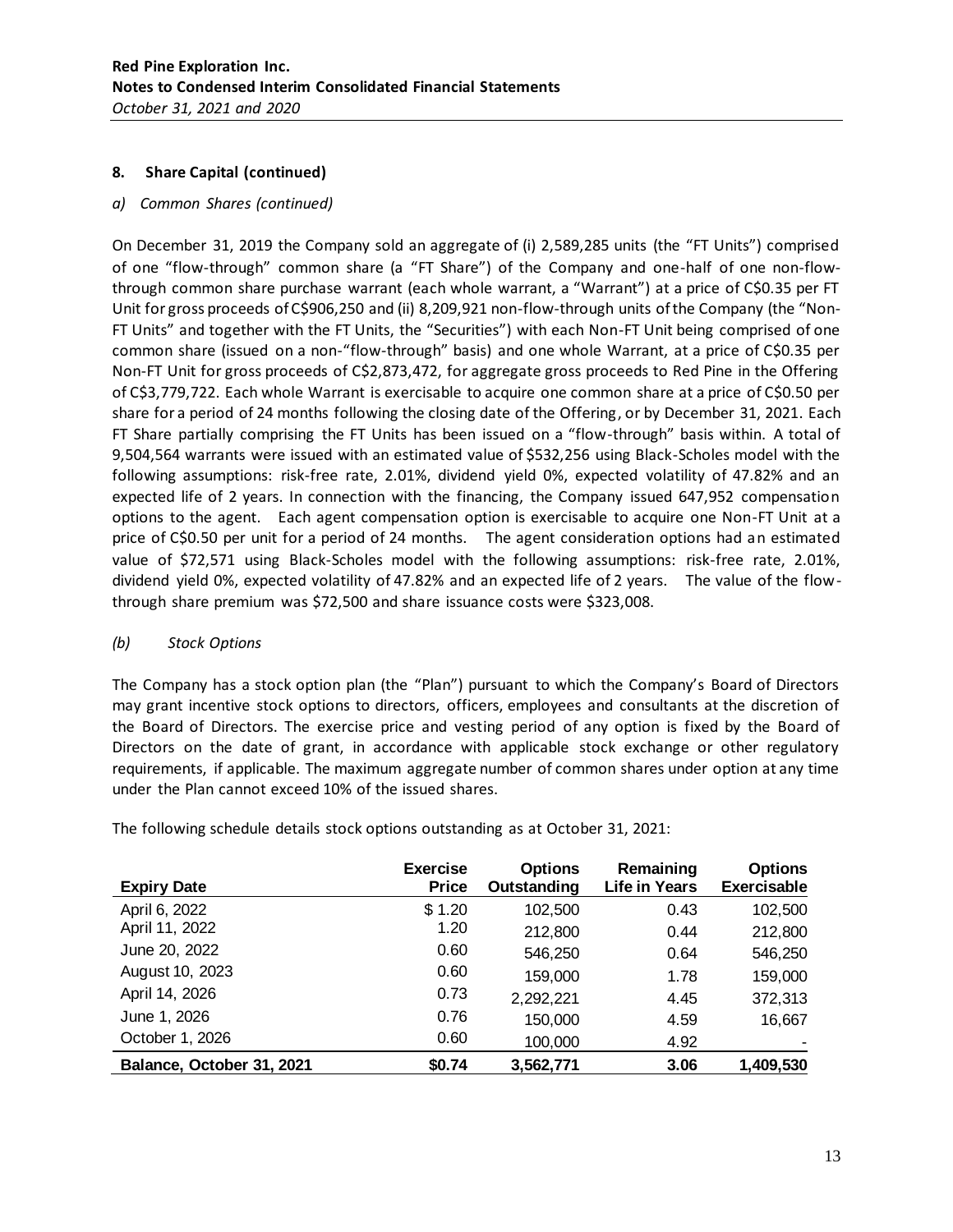### 8. Share Capital (continued)

*a) Common Shares (continued)*

On December 31, 2019 the Company sold an aggregate of (i) 2,589,285 units (the "FT Units") comprised of one "flow-through" common share (a "FT Share") of the Company and one-half of one non-flow-through common share purchase warrant (each whole warrant, a "Warrant") at a price of C$0.35 per FT Unit for gross proceeds of C$906,250 and (ii) 8,209,921 non-flow-through units of the Company (the "Non-FT Units" and together with the FT Units, the "Securities") with each Non-FT Unit being comprised of one common share (issued on a non-"flow-through" basis) and one whole Warrant, at a price of C$0.35 per Non-FT Unit for gross proceeds of C$2,873,472, for aggregate gross proceeds to Red Pine in the Offering of C$3,779,722. Each whole Warrant is exercisable to acquire one common share at a price of C$0.50 per share for a period of 24 months following the closing date of the Offering, or by December 31, 2021. Each FT Share partially comprising the FT Units has been issued on a "flow-through" basis within. A total of 9,504,564 warrants were issued with an estimated value of $532,256 using Black-Scholes model with the following assumptions: risk-free rate, 2.01%, dividend yield 0%, expected volatility of 47.82% and an expected life of 2 years. In connection with the financing, the Company issued 647,952 compensation options to the agent. Each agent compensation option is exercisable to acquire one Non-FT Unit at a price of C$0.50 per unit for a period of 24 months. The agent consideration options had an estimated value of $72,571 using Black-Scholes model with the following assumptions: risk-free rate, 2.01%, dividend yield 0%, expected volatility of 47.82% and an expected life of 2 years. The value of the flow-through share premium was $72,500 and share issuance costs were $323,008.

*(b) Stock Options*

The Company has a stock option plan (the "Plan") pursuant to which the Company's Board of Directors may grant incentive stock options to directors, officers, employees and consultants at the discretion of the Board of Directors. The exercise price and vesting period of any option is fixed by the Board of Directors on the date of grant, in accordance with applicable stock exchange or other regulatory requirements, if applicable. The maximum aggregate number of common shares under option at any time under the Plan cannot exceed 10% of the issued shares.

The following schedule details stock options outstanding as at October 31, 2021:

| Expiry Date | Exercise Price | Options Outstanding | Remaining Life in Years | Options Exercisable |
|---|---|---|---|---|
| April 6, 2022 | $ 1.20 | 102,500 | 0.43 | 102,500 |
| April 11, 2022 | 1.20 | 212,800 | 0.44 | 212,800 |
| June 20, 2022 | 0.60 | 546,250 | 0.64 | 546,250 |
| August 10, 2023 | 0.60 | 159,000 | 1.78 | 159,000 |
| April 14, 2026 | 0.73 | 2,292,221 | 4.45 | 372,313 |
| June 1, 2026 | 0.76 | 150,000 | 4.59 | 16,667 |
| October 1, 2026 | 0.60 | 100,000 | 4.92 | - |
| **Balance, October 31, 2021** | **$0.74** | **3,562,771** | **3.06** | **1,409,530** |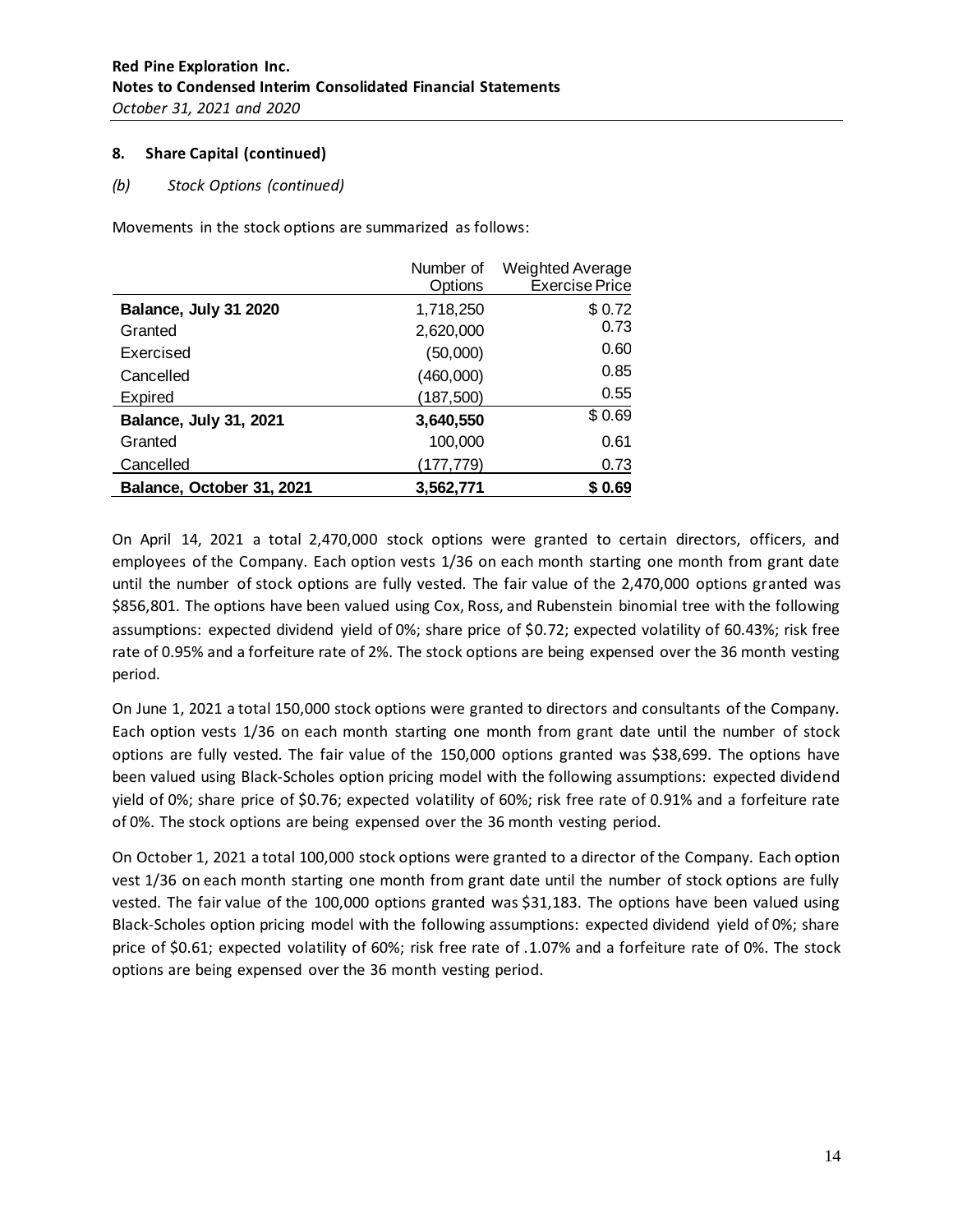**Red Pine Exploration Inc.**
**Notes to Condensed Interim Consolidated Financial Statements**
*October 31, 2021 and 2020*

## 8. Share Capital (continued)

*(b) Stock Options (continued)*

Movements in the stock options are summarized as follows:

| | Number of Options | Weighted Average Exercise Price |
|---|---|---|
| **Balance, July 31 2020** | 1,718,250 | $ 0.72 |
| Granted | 2,620,000 | 0.73 |
| Exercised | (50,000) | 0.60 |
| Cancelled | (460,000) | 0.85 |
| Expired | (187,500) | 0.55 |
| **Balance, July 31, 2021** | **3,640,550** | $ 0.69 |
| Granted | 100,000 | 0.61 |
| Cancelled | (177,779) | 0.73 |
| **Balance, October 31, 2021** | **3,562,771** | **$ 0.69** |

On April 14, 2021 a total 2,470,000 stock options were granted to certain directors, officers, and employees of the Company. Each option vests 1/36 on each month starting one month from grant date until the number of stock options are fully vested. The fair value of the 2,470,000 options granted was $856,801. The options have been valued using Cox, Ross, and Rubenstein binomial tree with the following assumptions: expected dividend yield of 0%; share price of $0.72; expected volatility of 60.43%; risk free rate of 0.95% and a forfeiture rate of 2%. The stock options are being expensed over the 36 month vesting period.

On June 1, 2021 a total 150,000 stock options were granted to directors and consultants of the Company. Each option vests 1/36 on each month starting one month from grant date until the number of stock options are fully vested. The fair value of the 150,000 options granted was $38,699. The options have been valued using Black-Scholes option pricing model with the following assumptions: expected dividend yield of 0%; share price of $0.76; expected volatility of 60%; risk free rate of 0.91% and a forfeiture rate of 0%. The stock options are being expensed over the 36 month vesting period.

On October 1, 2021 a total 100,000 stock options were granted to a director of the Company. Each option vest 1/36 on each month starting one month from grant date until the number of stock options are fully vested. The fair value of the 100,000 options granted was $31,183. The options have been valued using Black-Scholes option pricing model with the following assumptions: expected dividend yield of 0%; share price of $0.61; expected volatility of 60%; risk free rate of .1.07% and a forfeiture rate of 0%. The stock options are being expensed over the 36 month vesting period.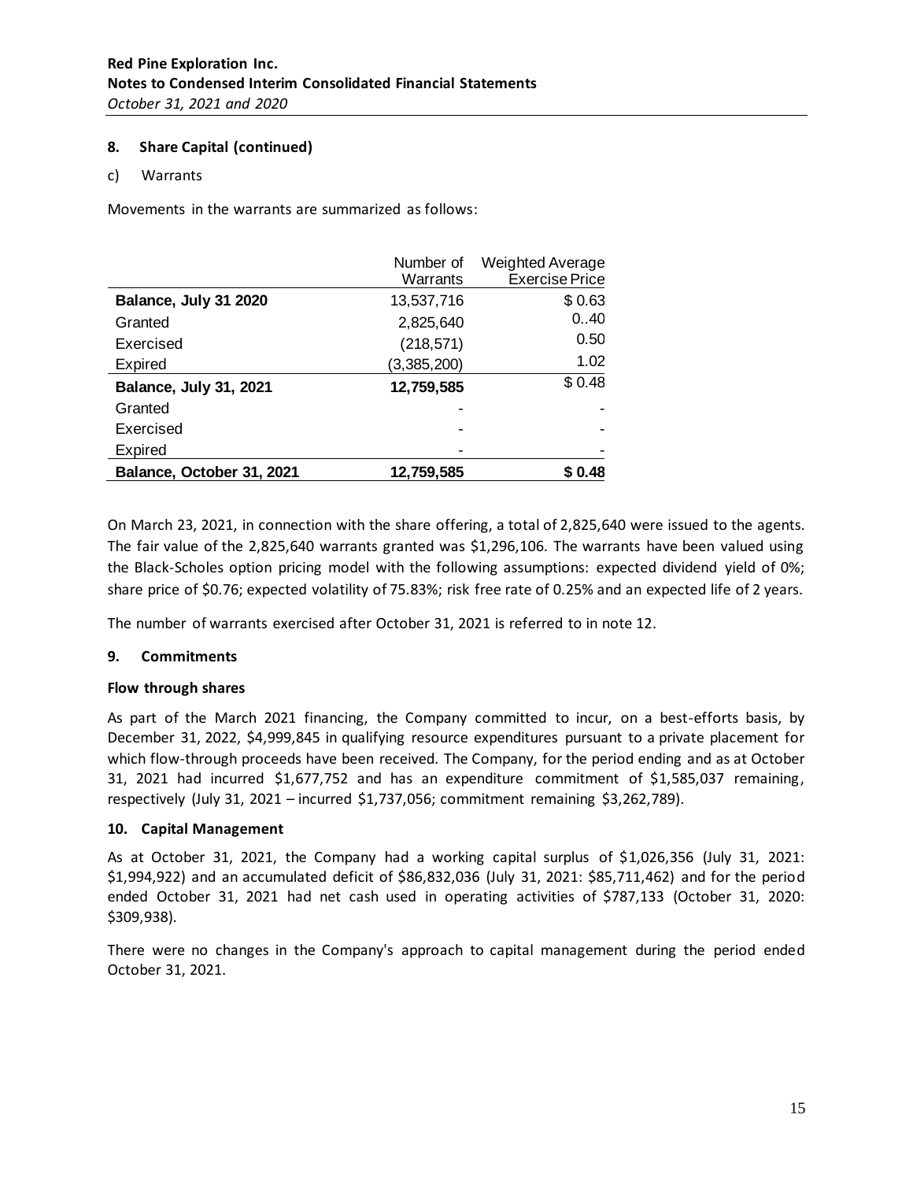**Red Pine Exploration Inc.**
**Notes to Condensed Interim Consolidated Financial Statements**
*October 31, 2021 and 2020*

## 8. Share Capital (continued)

c) Warrants

Movements in the warrants are summarized as follows:

| | Number of Warrants | Weighted Average Exercise Price |
|---|---|---|
| **Balance, July 31 2020** | 13,537,716 | $ 0.63 |
| Granted | 2,825,640 | 0..40 |
| Exercised | (218,571) | 0.50 |
| Expired | (3,385,200) | 1.02 |
| **Balance, July 31, 2021** | **12,759,585** | $ 0.48 |
| Granted | - | - |
| Exercised | - | - |
| Expired | - | - |
| **Balance, October 31, 2021** | **12,759,585** | **$ 0.48** |

On March 23, 2021, in connection with the share offering, a total of 2,825,640 were issued to the agents. The fair value of the 2,825,640 warrants granted was $1,296,106. The warrants have been valued using the Black-Scholes option pricing model with the following assumptions: expected dividend yield of 0%; share price of $0.76; expected volatility of 75.83%; risk free rate of 0.25% and an expected life of 2 years.

The number of warrants exercised after October 31, 2021 is referred to in note 12.

## 9. Commitments

**Flow through shares**

As part of the March 2021 financing, the Company committed to incur, on a best-efforts basis, by December 31, 2022, $4,999,845 in qualifying resource expenditures pursuant to a private placement for which flow-through proceeds have been received. The Company, for the period ending and as at October 31, 2021 had incurred $1,677,752 and has an expenditure commitment of $1,585,037 remaining, respectively (July 31, 2021 – incurred $1,737,056; commitment remaining $3,262,789).

## 10. Capital Management

As at October 31, 2021, the Company had a working capital surplus of $1,026,356 (July 31, 2021: $1,994,922) and an accumulated deficit of $86,832,036 (July 31, 2021: $85,711,462) and for the period ended October 31, 2021 had net cash used in operating activities of $787,133 (October 31, 2020: $309,938).

There were no changes in the Company's approach to capital management during the period ended October 31, 2021.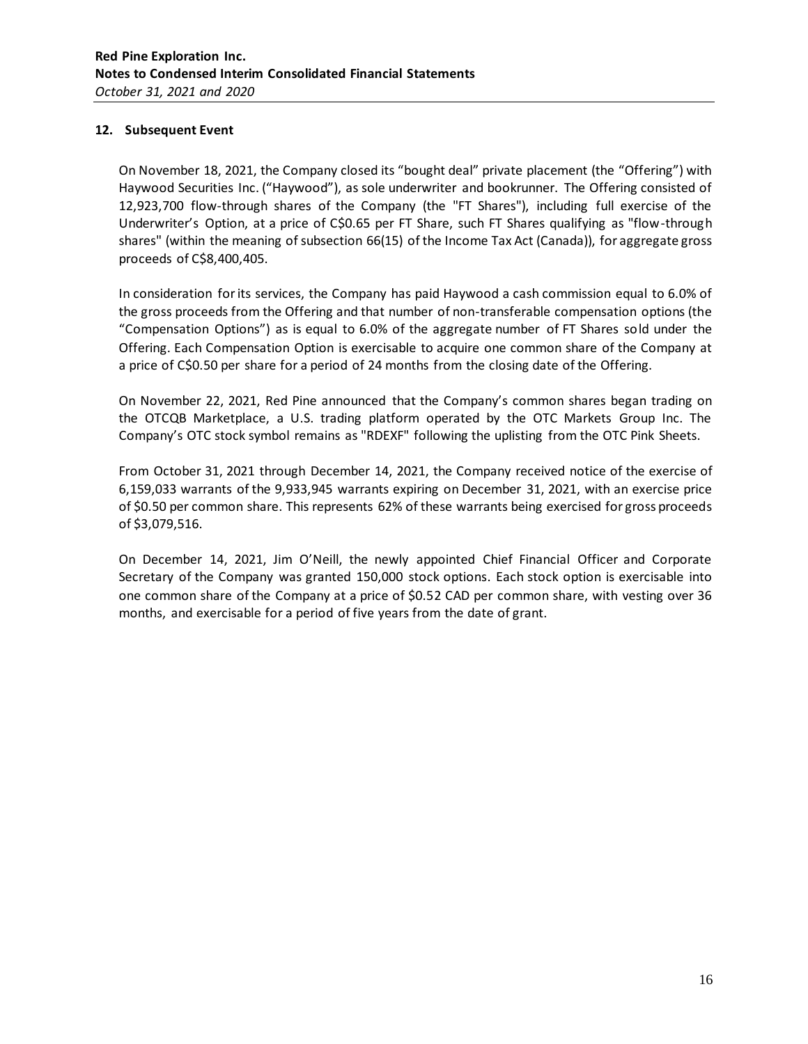## 12. Subsequent Event

On November 18, 2021, the Company closed its "bought deal" private placement (the "Offering") with Haywood Securities Inc. ("Haywood"), as sole underwriter and bookrunner. The Offering consisted of 12,923,700 flow-through shares of the Company (the "FT Shares"), including full exercise of the Underwriter's Option, at a price of C$0.65 per FT Share, such FT Shares qualifying as "flow-through shares" (within the meaning of subsection 66(15) of the Income Tax Act (Canada)), for aggregate gross proceeds of C$8,400,405.

In consideration for its services, the Company has paid Haywood a cash commission equal to 6.0% of the gross proceeds from the Offering and that number of non-transferable compensation options (the "Compensation Options") as is equal to 6.0% of the aggregate number of FT Shares sold under the Offering. Each Compensation Option is exercisable to acquire one common share of the Company at a price of C$0.50 per share for a period of 24 months from the closing date of the Offering.

On November 22, 2021, Red Pine announced that the Company's common shares began trading on the OTCQB Marketplace, a U.S. trading platform operated by the OTC Markets Group Inc. The Company's OTC stock symbol remains as "RDEXF" following the uplisting from the OTC Pink Sheets.

From October 31, 2021 through December 14, 2021, the Company received notice of the exercise of 6,159,033 warrants of the 9,933,945 warrants expiring on December 31, 2021, with an exercise price of $0.50 per common share. This represents 62% of these warrants being exercised for gross proceeds of $3,079,516.

On December 14, 2021, Jim O'Neill, the newly appointed Chief Financial Officer and Corporate Secretary of the Company was granted 150,000 stock options. Each stock option is exercisable into one common share of the Company at a price of $0.52 CAD per common share, with vesting over 36 months, and exercisable for a period of five years from the date of grant.